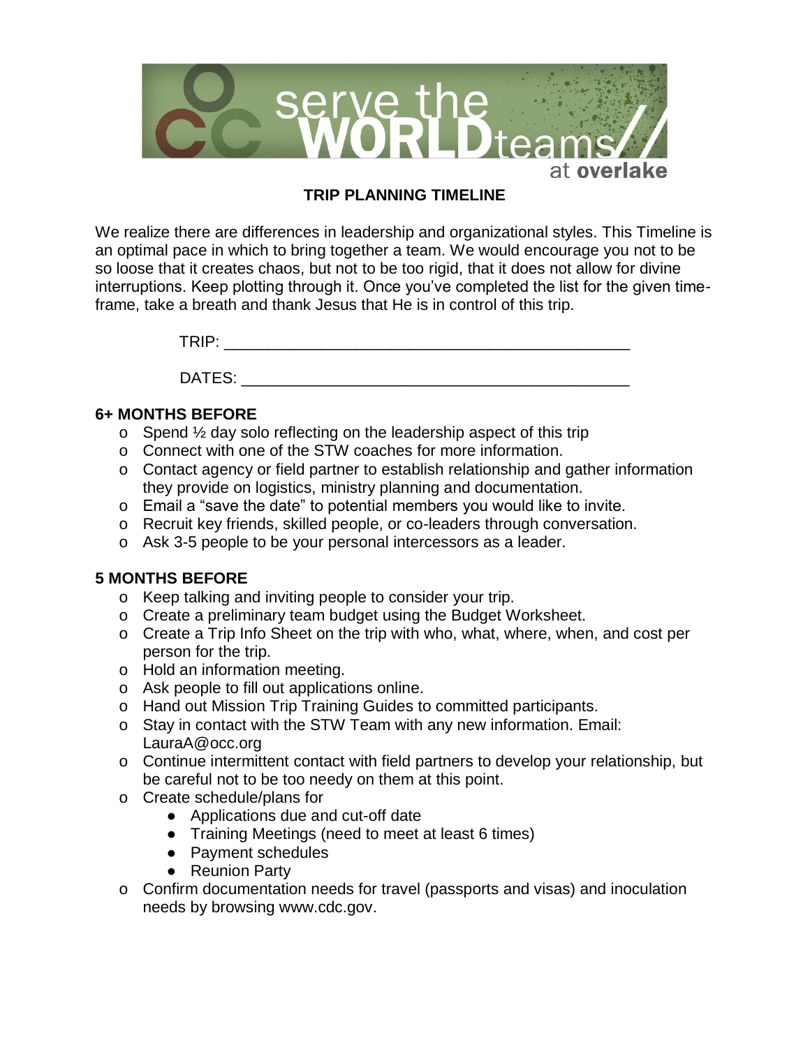# TRIP PLANNING TIMELINE

We realize there are differences in leadership and organizational styles. This Timeline is an optimal pace in which to bring together a team. We would encourage you not to be so loose that it creates chaos, but not to be too rigid, that it does not allow for divine interruptions. Keep plotting through it. Once you've completed the list for the given time-frame, take a breath and thank Jesus that He is in control of this trip.

TRIP: ______________________________________________

DATES: ____________________________________________

## 6+ MONTHS BEFORE

- Spend ½ day solo reflecting on the leadership aspect of this trip
- Connect with one of the STW coaches for more information.
- Contact agency or field partner to establish relationship and gather information they provide on logistics, ministry planning and documentation.
- Email a "save the date" to potential members you would like to invite.
- Recruit key friends, skilled people, or co-leaders through conversation.
- Ask 3-5 people to be your personal intercessors as a leader.

## 5 MONTHS BEFORE

- Keep talking and inviting people to consider your trip.
- Create a preliminary team budget using the Budget Worksheet.
- Create a Trip Info Sheet on the trip with who, what, where, when, and cost per person for the trip.
- Hold an information meeting.
- Ask people to fill out applications online.
- Hand out Mission Trip Training Guides to committed participants.
- Stay in contact with the STW Team with any new information. Email: LauraA@occ.org
- Continue intermittent contact with field partners to develop your relationship, but be careful not to be too needy on them at this point.
- Create schedule/plans for
  - Applications due and cut-off date
  - Training Meetings (need to meet at least 6 times)
  - Payment schedules
  - Reunion Party
- Confirm documentation needs for travel (passports and visas) and inoculation needs by browsing www.cdc.gov.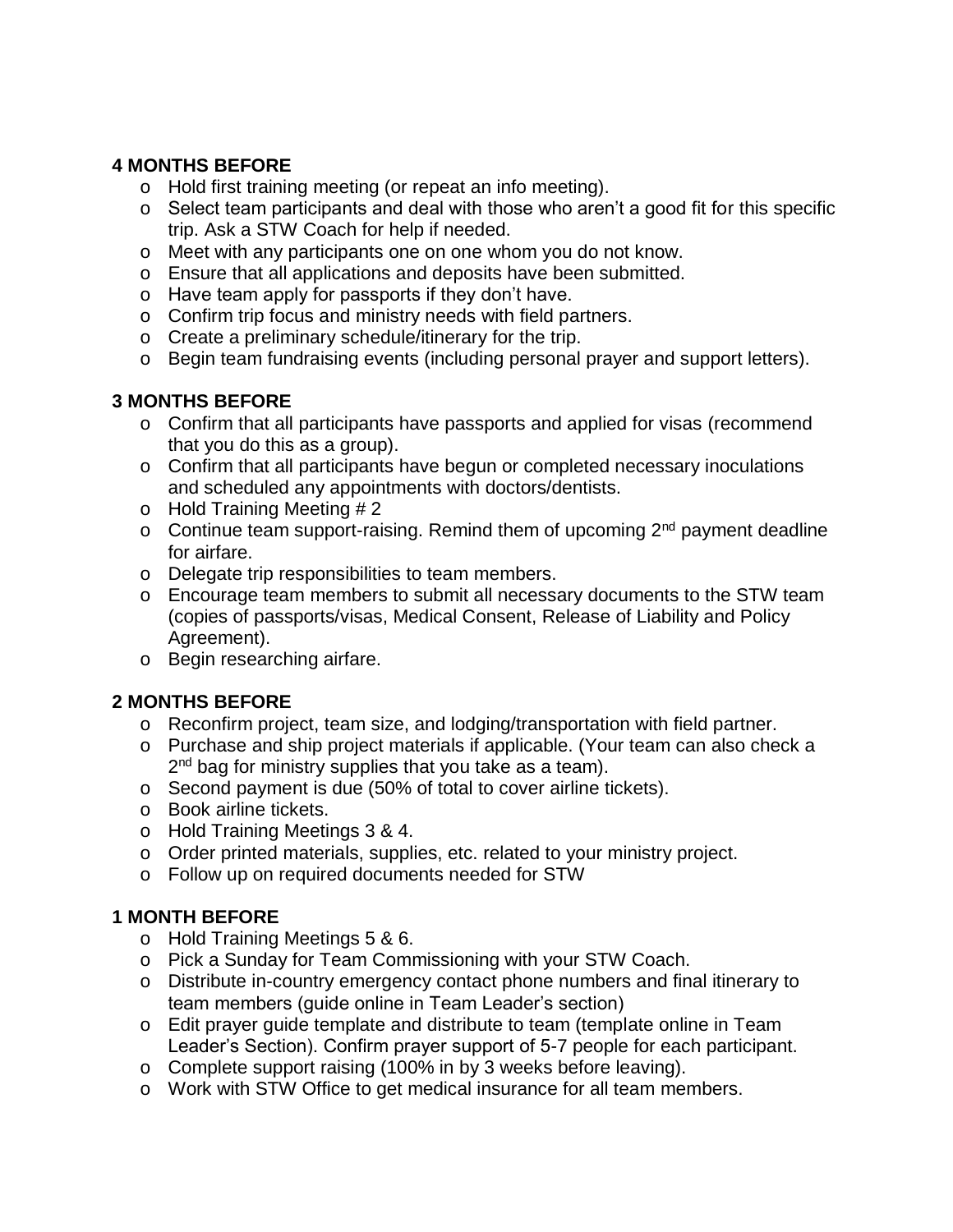## 4 MONTHS BEFORE

- Hold first training meeting (or repeat an info meeting).
- Select team participants and deal with those who aren't a good fit for this specific trip. Ask a STW Coach for help if needed.
- Meet with any participants one on one whom you do not know.
- Ensure that all applications and deposits have been submitted.
- Have team apply for passports if they don't have.
- Confirm trip focus and ministry needs with field partners.
- Create a preliminary schedule/itinerary for the trip.
- Begin team fundraising events (including personal prayer and support letters).

## 3 MONTHS BEFORE

- Confirm that all participants have passports and applied for visas (recommend that you do this as a group).
- Confirm that all participants have begun or completed necessary inoculations and scheduled any appointments with doctors/dentists.
- Hold Training Meeting # 2
- Continue team support-raising. Remind them of upcoming 2nd payment deadline for airfare.
- Delegate trip responsibilities to team members.
- Encourage team members to submit all necessary documents to the STW team (copies of passports/visas, Medical Consent, Release of Liability and Policy Agreement).
- Begin researching airfare.

## 2 MONTHS BEFORE

- Reconfirm project, team size, and lodging/transportation with field partner.
- Purchase and ship project materials if applicable. (Your team can also check a 2nd bag for ministry supplies that you take as a team).
- Second payment is due (50% of total to cover airline tickets).
- Book airline tickets.
- Hold Training Meetings 3 & 4.
- Order printed materials, supplies, etc. related to your ministry project.
- Follow up on required documents needed for STW

## 1 MONTH BEFORE

- Hold Training Meetings 5 & 6.
- Pick a Sunday for Team Commissioning with your STW Coach.
- Distribute in-country emergency contact phone numbers and final itinerary to team members (guide online in Team Leader's section)
- Edit prayer guide template and distribute to team (template online in Team Leader's Section). Confirm prayer support of 5-7 people for each participant.
- Complete support raising (100% in by 3 weeks before leaving).
- Work with STW Office to get medical insurance for all team members.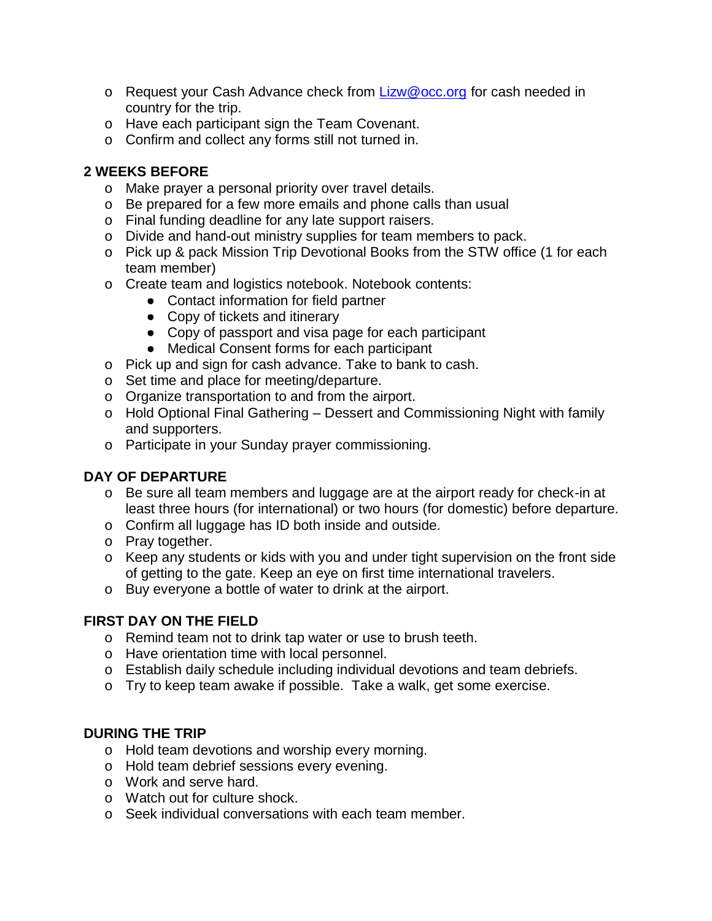- Request your Cash Advance check from [Lizw@occ.org](mailto:Lizw@occ.org) for cash needed in country for the trip.
- Have each participant sign the Team Covenant.
- Confirm and collect any forms still not turned in.

**2 WEEKS BEFORE**

- Make prayer a personal priority over travel details.
- Be prepared for a few more emails and phone calls than usual
- Final funding deadline for any late support raisers.
- Divide and hand-out ministry supplies for team members to pack.
- Pick up & pack Mission Trip Devotional Books from the STW office (1 for each team member)
- Create team and logistics notebook. Notebook contents:
    - Contact information for field partner
    - Copy of tickets and itinerary
    - Copy of passport and visa page for each participant
    - Medical Consent forms for each participant
- Pick up and sign for cash advance. Take to bank to cash.
- Set time and place for meeting/departure.
- Organize transportation to and from the airport.
- Hold Optional Final Gathering – Dessert and Commissioning Night with family and supporters.
- Participate in your Sunday prayer commissioning.

**DAY OF DEPARTURE**

- Be sure all team members and luggage are at the airport ready for check-in at least three hours (for international) or two hours (for domestic) before departure.
- Confirm all luggage has ID both inside and outside.
- Pray together.
- Keep any students or kids with you and under tight supervision on the front side of getting to the gate. Keep an eye on first time international travelers.
- Buy everyone a bottle of water to drink at the airport.

**FIRST DAY ON THE FIELD**

- Remind team not to drink tap water or use to brush teeth.
- Have orientation time with local personnel.
- Establish daily schedule including individual devotions and team debriefs.
- Try to keep team awake if possible. Take a walk, get some exercise.

**DURING THE TRIP**

- Hold team devotions and worship every morning.
- Hold team debrief sessions every evening.
- Work and serve hard.
- Watch out for culture shock.
- Seek individual conversations with each team member.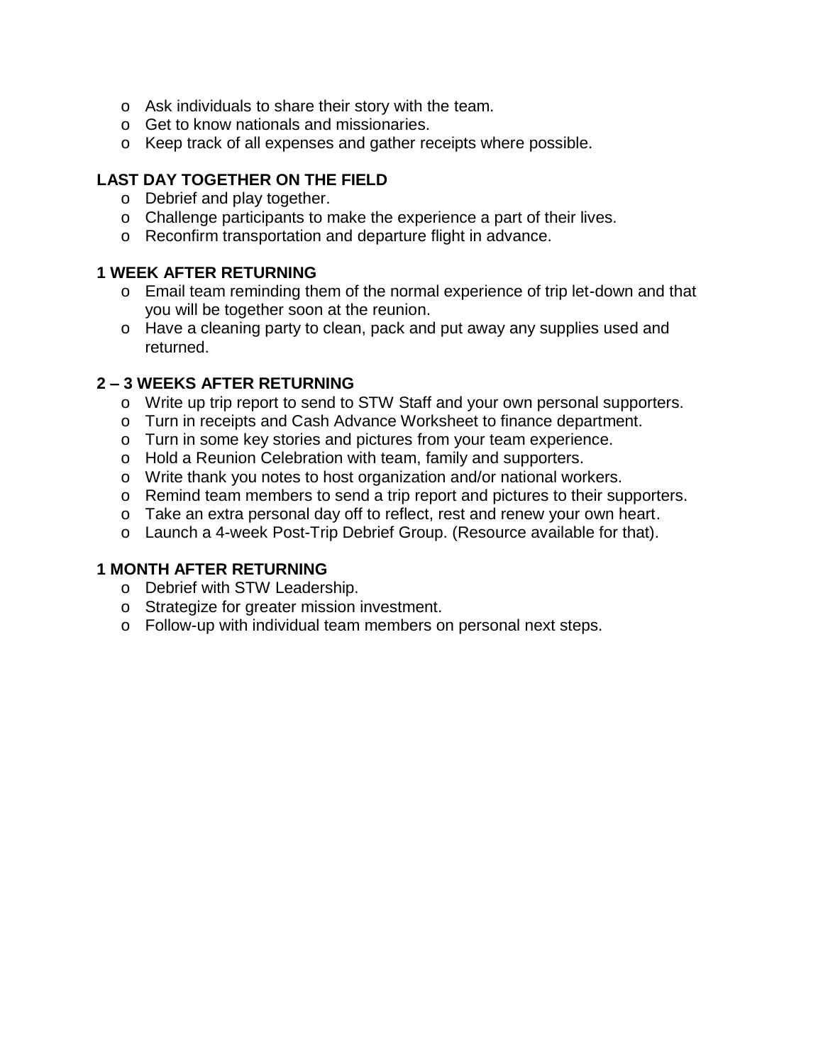- Ask individuals to share their story with the team.
- Get to know nationals and missionaries.
- Keep track of all expenses and gather receipts where possible.

**LAST DAY TOGETHER ON THE FIELD**

- Debrief and play together.
- Challenge participants to make the experience a part of their lives.
- Reconfirm transportation and departure flight in advance.

**1 WEEK AFTER RETURNING**

- Email team reminding them of the normal experience of trip let-down and that you will be together soon at the reunion.
- Have a cleaning party to clean, pack and put away any supplies used and returned.

**2 – 3 WEEKS AFTER RETURNING**

- Write up trip report to send to STW Staff and your own personal supporters.
- Turn in receipts and Cash Advance Worksheet to finance department.
- Turn in some key stories and pictures from your team experience.
- Hold a Reunion Celebration with team, family and supporters.
- Write thank you notes to host organization and/or national workers.
- Remind team members to send a trip report and pictures to their supporters.
- Take an extra personal day off to reflect, rest and renew your own heart.
- Launch a 4-week Post-Trip Debrief Group. (Resource available for that).

**1 MONTH AFTER RETURNING**

- Debrief with STW Leadership.
- Strategize for greater mission investment.
- Follow-up with individual team members on personal next steps.